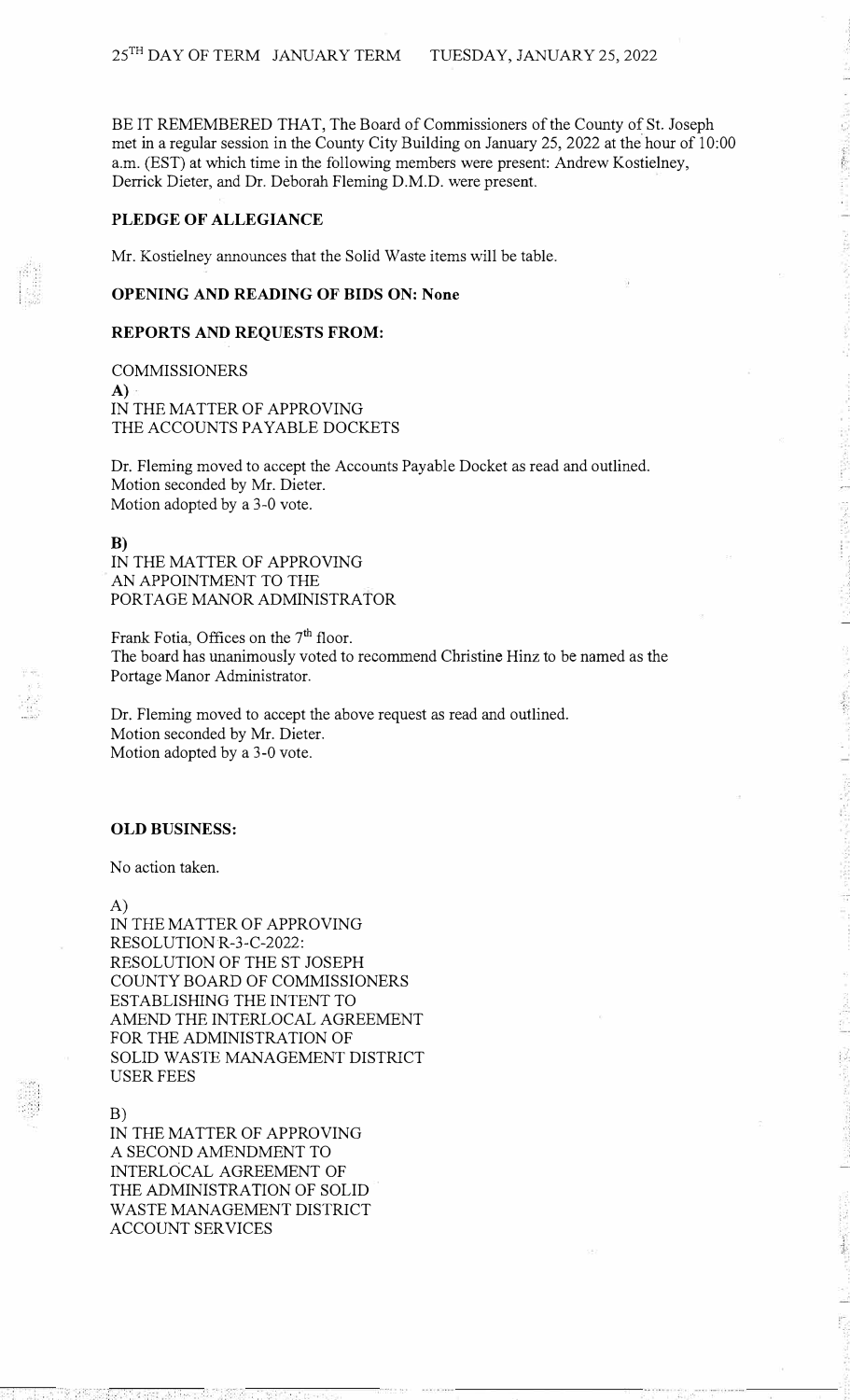25TH DAY OF TERM JANUARY TERM TUESDAY, JANUARY 25, 2022

BE IT REMEMBERED THAT, The Board of Commissioners of the County of St. Joseph met in a regular session in the County City Building on January 25, 2022 at the hour of 10:00 a.m. (EST) at which time in the following members were present: Andrew Kostielney, Derrick Dieter, and Dr. Deborah Fleming D.M.D. were present.

**PLEDGE OF ALLEGIANCE**

Mr. Kostielney announces that the Solid Waste items will be table.

**OPENING AND READING OF BIDS ON: None**

**REPORTS AND REQUESTS FROM:**

COMMISSIONERS

**A)**
IN THE MATTER OF APPROVING
THE ACCOUNTS PAYABLE DOCKETS

Dr. Fleming moved to accept the Accounts Payable Docket as read and outlined.
Motion seconded by Mr. Dieter.
Motion adopted by a 3-0 vote.

**B)**
IN THE MATTER OF APPROVING
AN APPOINTMENT TO THE
PORTAGE MANOR ADMINISTRATOR

Frank Fotia, Offices on the 7th floor.
The board has unanimously voted to recommend Christine Hinz to be named as the Portage Manor Administrator.

Dr. Fleming moved to accept the above request as read and outlined.
Motion seconded by Mr. Dieter.
Motion adopted by a 3-0 vote.

**OLD BUSINESS:**

No action taken.

A)
IN THE MATTER OF APPROVING
RESOLUTION R-3-C-2022:
RESOLUTION OF THE ST JOSEPH
COUNTY BOARD OF COMMISSIONERS
ESTABLISHING THE INTENT TO
AMEND THE INTERLOCAL AGREEMENT
FOR THE ADMINISTRATION OF
SOLID WASTE MANAGEMENT DISTRICT
USER FEES

B)
IN THE MATTER OF APPROVING
A SECOND AMENDMENT TO
INTERLOCAL AGREEMENT OF
THE ADMINISTRATION OF SOLID
WASTE MANAGEMENT DISTRICT
ACCOUNT SERVICES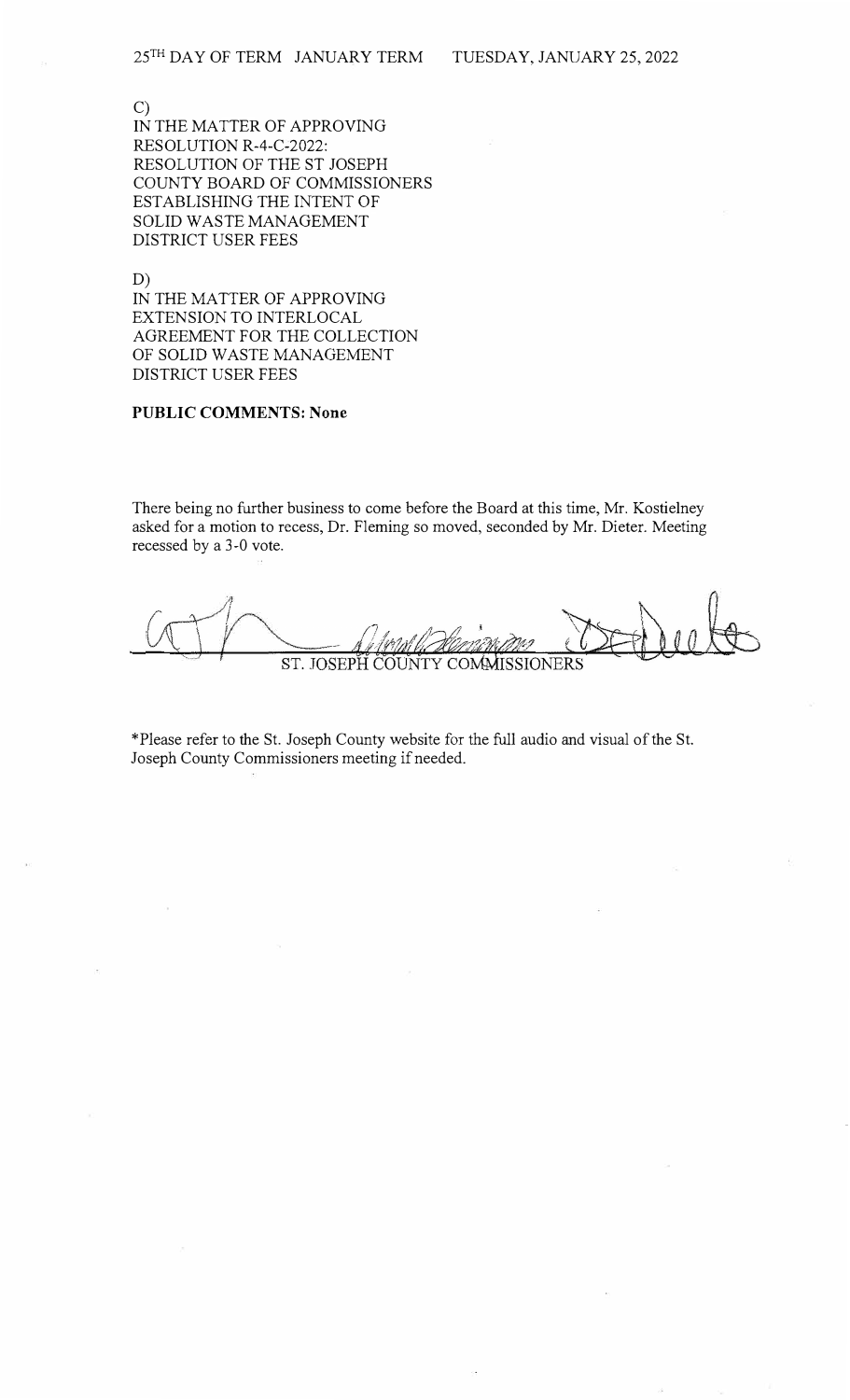C)
IN THE MATTER OF APPROVING
RESOLUTION R-4-C-2022:
RESOLUTION OF THE ST JOSEPH
COUNTY BOARD OF COMMISSIONERS
ESTABLISHING THE INTENT OF
SOLID WASTE MANAGEMENT
DISTRICT USER FEES

D)
IN THE MATTER OF APPROVING
EXTENSION TO INTERLOCAL
AGREEMENT FOR THE COLLECTION
OF SOLID WASTE MANAGEMENT
DISTRICT USER FEES

**PUBLIC COMMENTS: None**

There being no further business to come before the Board at this time, Mr. Kostielney asked for a motion to recess, Dr. Fleming so moved, seconded by Mr. Dieter. Meeting recessed by a 3-0 vote.

ST. JOSEPH COUNTY COMMISSIONERS

*Please refer to the St. Joseph County website for the full audio and visual of the St. Joseph County Commissioners meeting if needed.